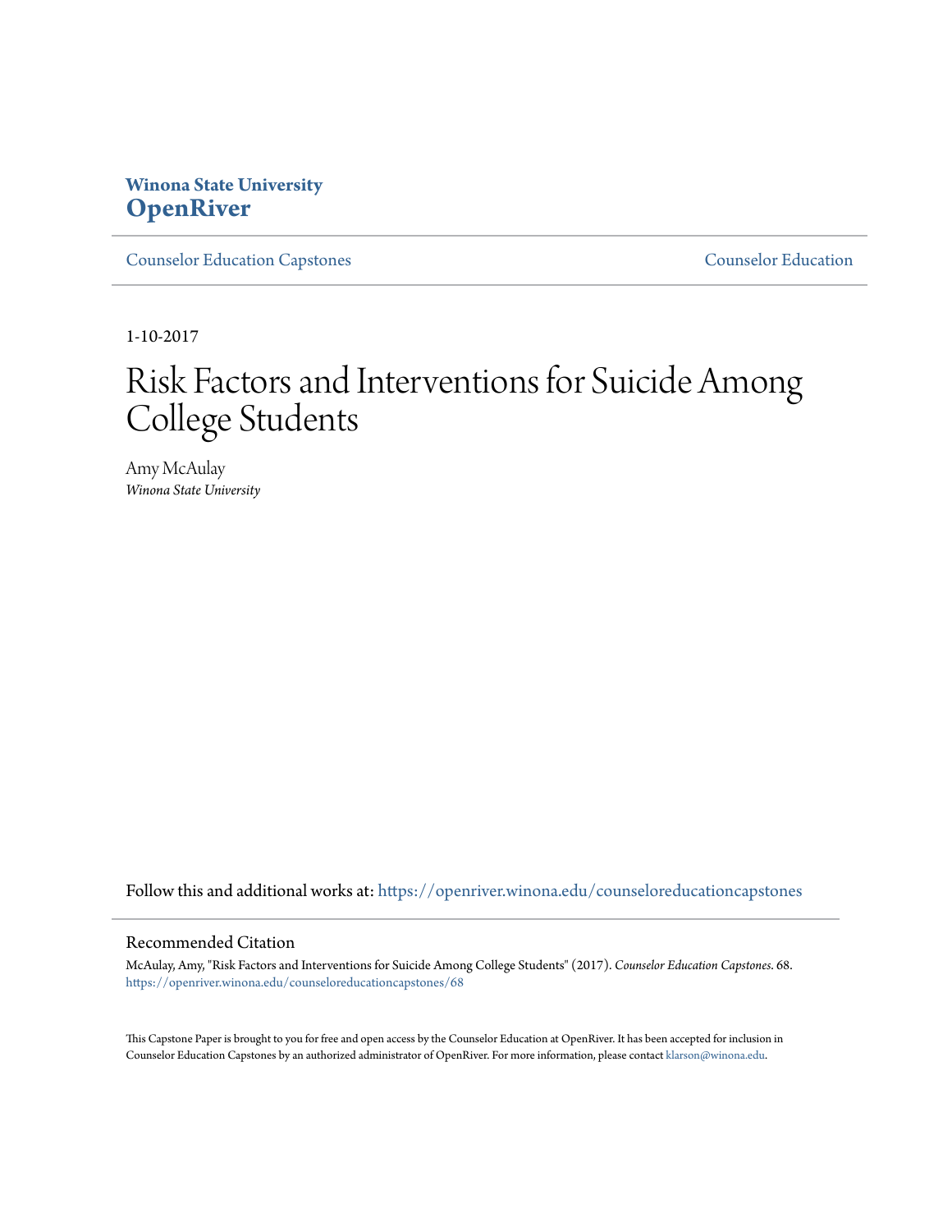**Winona State University**
# OpenRiver

Counselor Education Capstones | Counselor Education

1-10-2017

# Risk Factors and Interventions for Suicide Among College Students

Amy McAulay
*Winona State University*

Follow this and additional works at: https://openriver.winona.edu/counseloreducationcapstones

## Recommended Citation

McAulay, Amy, "Risk Factors and Interventions for Suicide Among College Students" (2017). *Counselor Education Capstones*. 68.
https://openriver.winona.edu/counseloreducationcapstones/68

This Capstone Paper is brought to you for free and open access by the Counselor Education at OpenRiver. It has been accepted for inclusion in Counselor Education Capstones by an authorized administrator of OpenRiver. For more information, please contact klarson@winona.edu.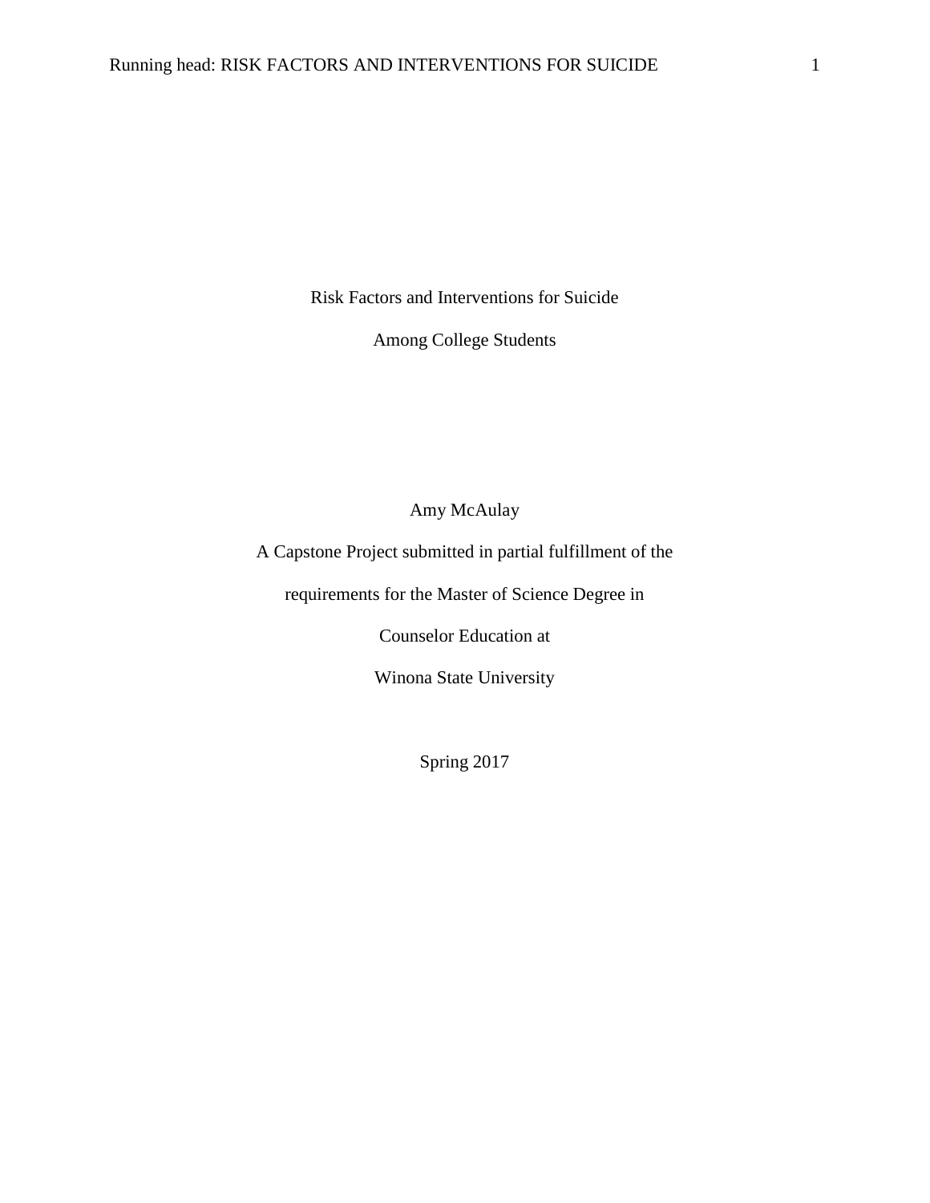# Risk Factors and Interventions for Suicide

# Among College Students

Amy McAulay

A Capstone Project submitted in partial fulfillment of the

requirements for the Master of Science Degree in

Counselor Education at

Winona State University

Spring 2017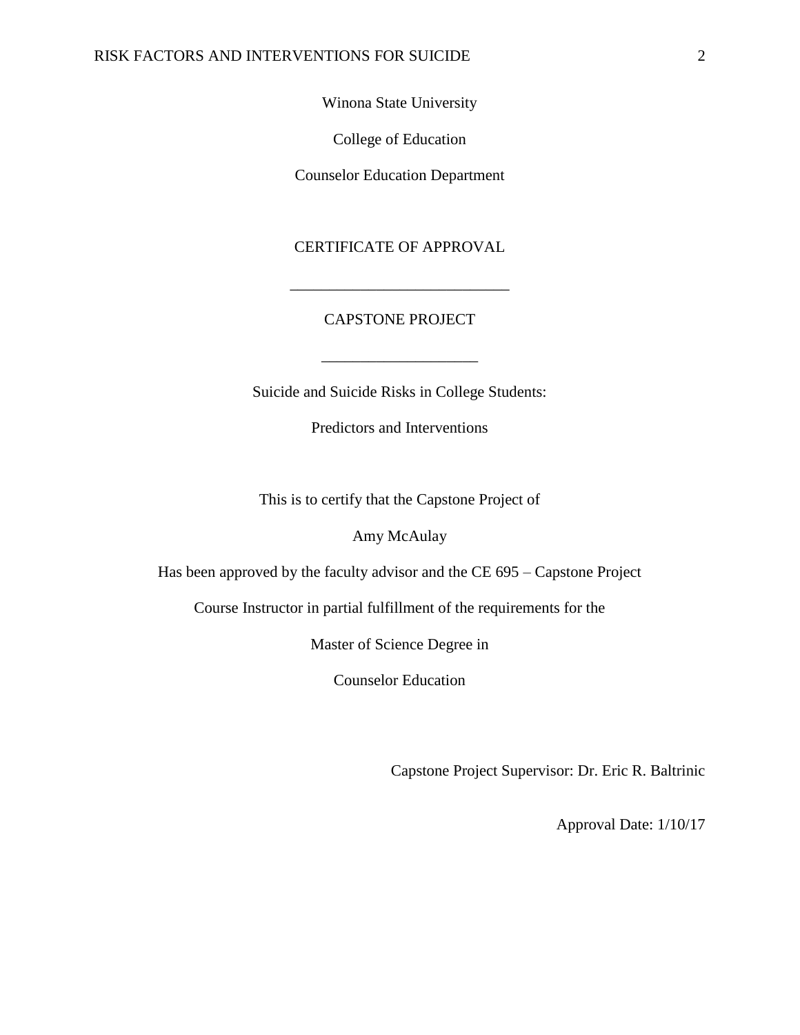Winona State University

College of Education

Counselor Education Department

CERTIFICATE OF APPROVAL

___________________________

CAPSTONE PROJECT

___________________

Suicide and Suicide Risks in College Students:

Predictors and Interventions

This is to certify that the Capstone Project of

Amy McAulay

Has been approved by the faculty advisor and the CE 695 – Capstone Project

Course Instructor in partial fulfillment of the requirements for the

Master of Science Degree in

Counselor Education

Capstone Project Supervisor: Dr. Eric R. Baltrinic

Approval Date: 1/10/17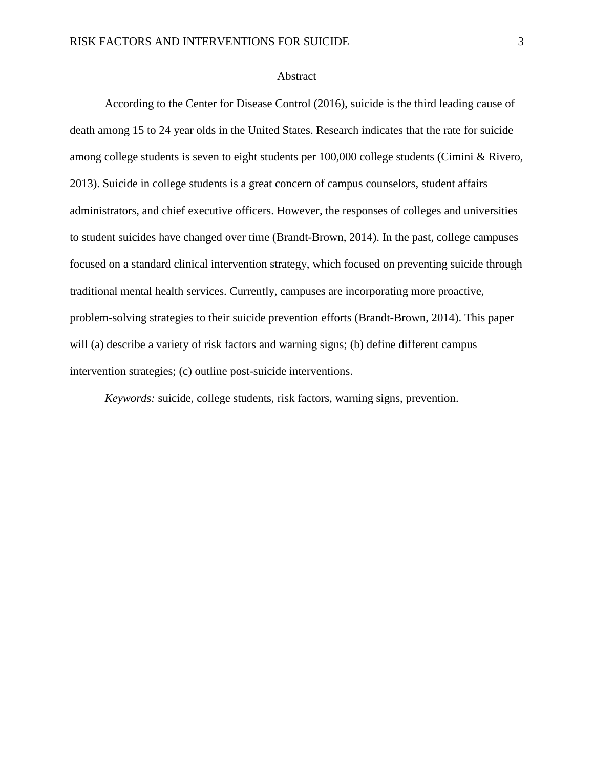# Abstract

According to the Center for Disease Control (2016), suicide is the third leading cause of death among 15 to 24 year olds in the United States. Research indicates that the rate for suicide among college students is seven to eight students per 100,000 college students (Cimini & Rivero, 2013). Suicide in college students is a great concern of campus counselors, student affairs administrators, and chief executive officers. However, the responses of colleges and universities to student suicides have changed over time (Brandt-Brown, 2014). In the past, college campuses focused on a standard clinical intervention strategy, which focused on preventing suicide through traditional mental health services. Currently, campuses are incorporating more proactive, problem-solving strategies to their suicide prevention efforts (Brandt-Brown, 2014). This paper will (a) describe a variety of risk factors and warning signs; (b) define different campus intervention strategies; (c) outline post-suicide interventions.

*Keywords:* suicide, college students, risk factors, warning signs, prevention.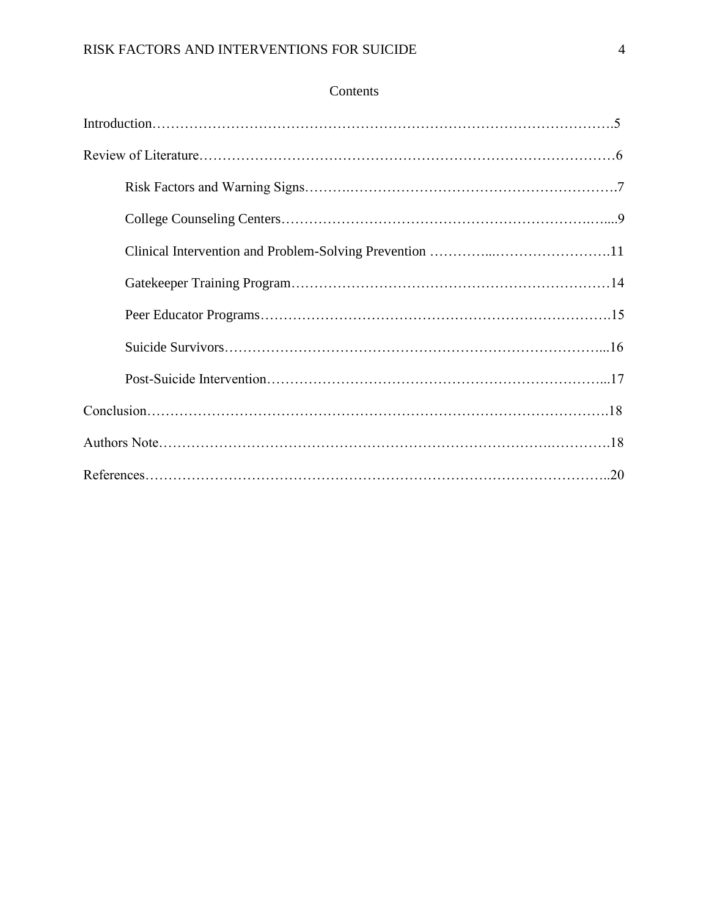## Contents

Introduction……………………………………………………………………………………….5

Review of Literature………………………………………………………………………………6

Risk Factors and Warning Signs……….…………………………………………………….7

College Counseling Centers…………………………………………………………….…....9

Clinical Intervention and Problem-Solving Prevention …………...…………………….11

Gatekeeper Training Program……………………………………………………………14

Peer Educator Programs……………………………………………………………….15

Suicide Survivors…………………………………………………………………………...16

Post-Suicide Intervention……………………………………………………………...17

Conclusion……………………………………………………………………………………….18

Authors Note…………………………………………………………………….………….18

References………………………………………………………………………………………..20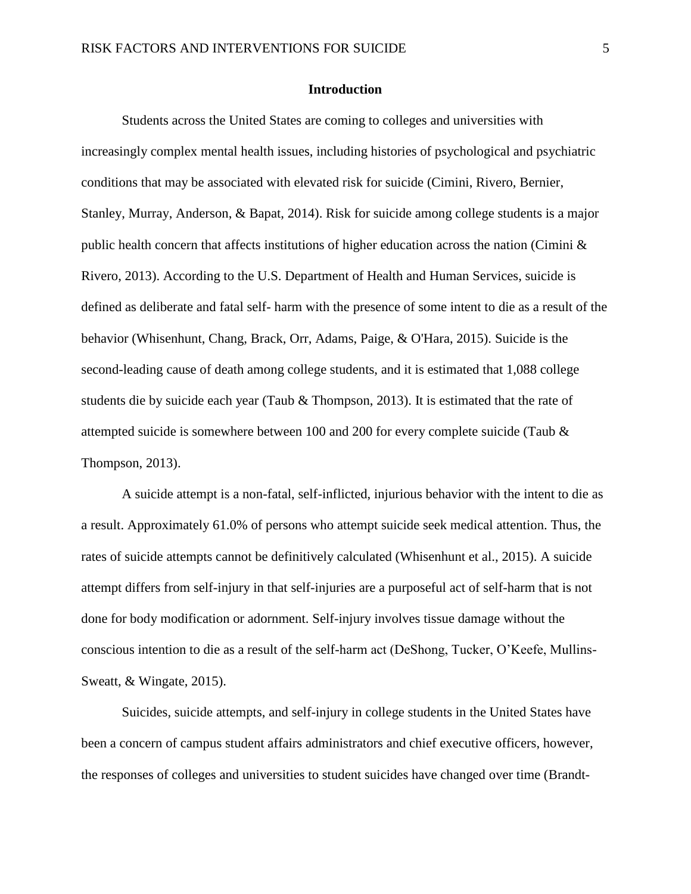## Introduction

Students across the United States are coming to colleges and universities with increasingly complex mental health issues, including histories of psychological and psychiatric conditions that may be associated with elevated risk for suicide (Cimini, Rivero, Bernier, Stanley, Murray, Anderson, & Bapat, 2014). Risk for suicide among college students is a major public health concern that affects institutions of higher education across the nation (Cimini & Rivero, 2013). According to the U.S. Department of Health and Human Services, suicide is defined as deliberate and fatal self- harm with the presence of some intent to die as a result of the behavior (Whisenhunt, Chang, Brack, Orr, Adams, Paige, & O'Hara, 2015). Suicide is the second-leading cause of death among college students, and it is estimated that 1,088 college students die by suicide each year (Taub & Thompson, 2013). It is estimated that the rate of attempted suicide is somewhere between 100 and 200 for every complete suicide (Taub & Thompson, 2013).

A suicide attempt is a non-fatal, self-inflicted, injurious behavior with the intent to die as a result. Approximately 61.0% of persons who attempt suicide seek medical attention. Thus, the rates of suicide attempts cannot be definitively calculated (Whisenhunt et al., 2015). A suicide attempt differs from self-injury in that self-injuries are a purposeful act of self-harm that is not done for body modification or adornment. Self-injury involves tissue damage without the conscious intention to die as a result of the self-harm act (DeShong, Tucker, O'Keefe, Mullins-Sweatt, & Wingate, 2015).

Suicides, suicide attempts, and self-injury in college students in the United States have been a concern of campus student affairs administrators and chief executive officers, however, the responses of colleges and universities to student suicides have changed over time (Brandt-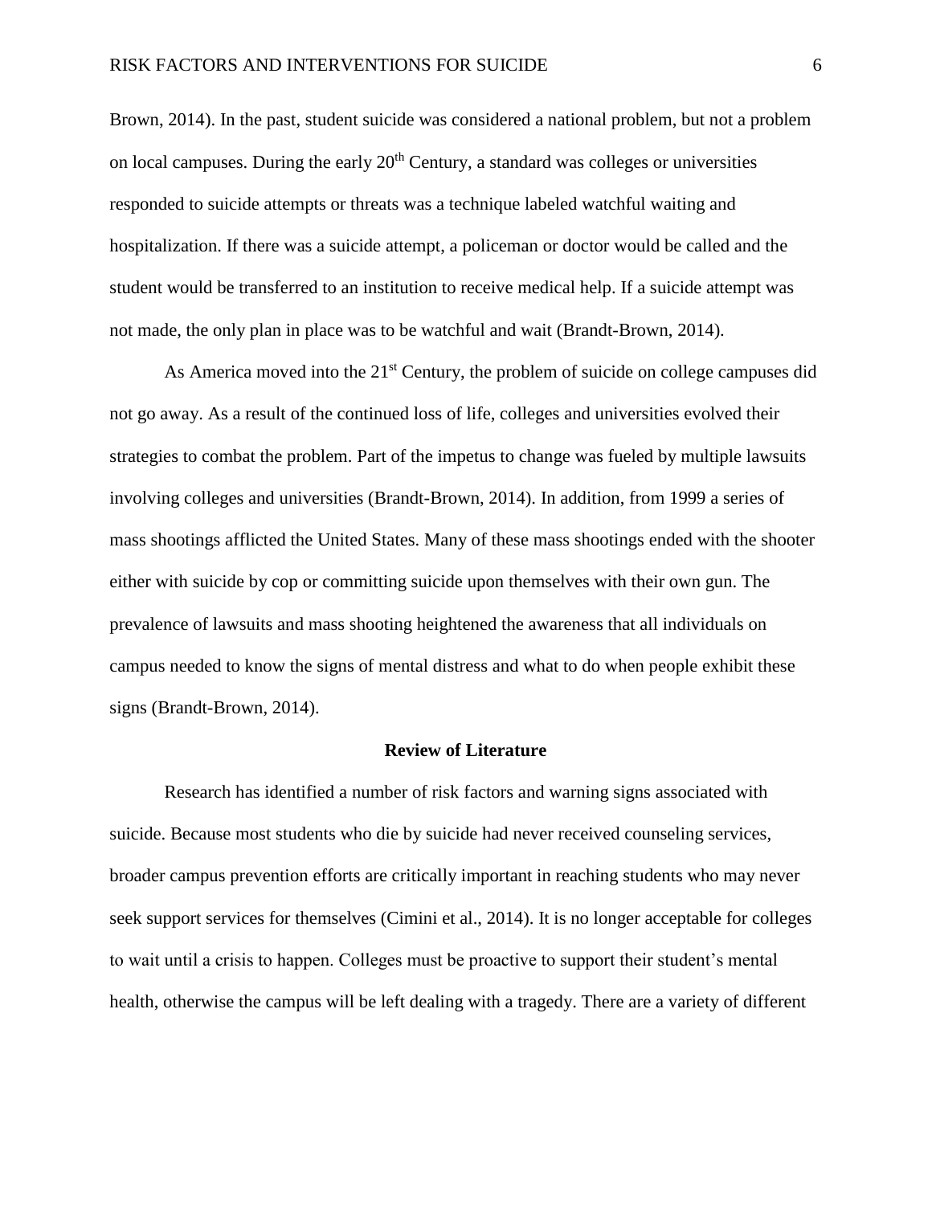Brown, 2014). In the past, student suicide was considered a national problem, but not a problem on local campuses. During the early 20th Century, a standard was colleges or universities responded to suicide attempts or threats was a technique labeled watchful waiting and hospitalization. If there was a suicide attempt, a policeman or doctor would be called and the student would be transferred to an institution to receive medical help. If a suicide attempt was not made, the only plan in place was to be watchful and wait (Brandt-Brown, 2014).

As America moved into the 21st Century, the problem of suicide on college campuses did not go away. As a result of the continued loss of life, colleges and universities evolved their strategies to combat the problem. Part of the impetus to change was fueled by multiple lawsuits involving colleges and universities (Brandt-Brown, 2014). In addition, from 1999 a series of mass shootings afflicted the United States. Many of these mass shootings ended with the shooter either with suicide by cop or committing suicide upon themselves with their own gun. The prevalence of lawsuits and mass shooting heightened the awareness that all individuals on campus needed to know the signs of mental distress and what to do when people exhibit these signs (Brandt-Brown, 2014).

## Review of Literature

Research has identified a number of risk factors and warning signs associated with suicide. Because most students who die by suicide had never received counseling services, broader campus prevention efforts are critically important in reaching students who may never seek support services for themselves (Cimini et al., 2014). It is no longer acceptable for colleges to wait until a crisis to happen. Colleges must be proactive to support their student's mental health, otherwise the campus will be left dealing with a tragedy. There are a variety of different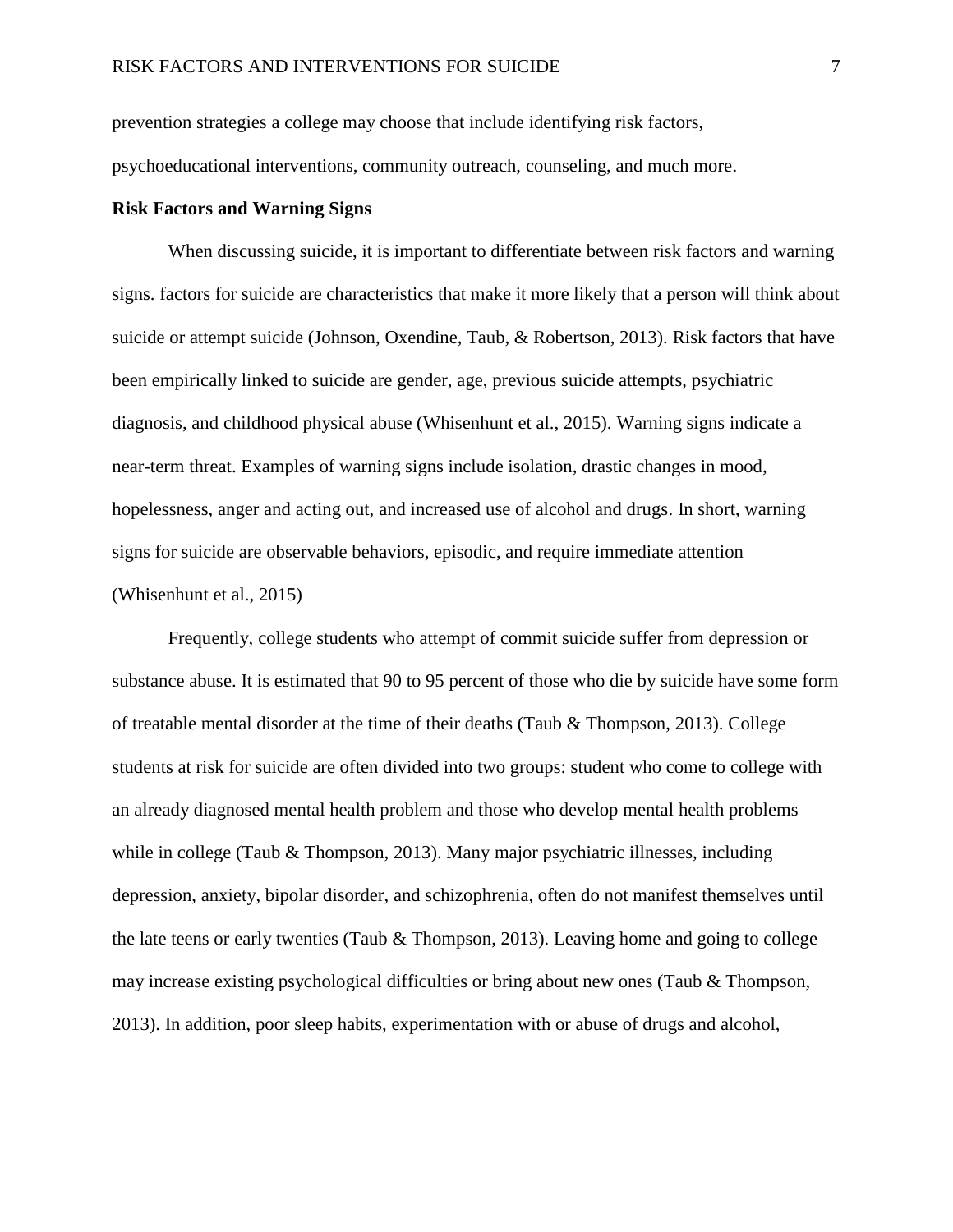prevention strategies a college may choose that include identifying risk factors, psychoeducational interventions, community outreach, counseling, and much more.

**Risk Factors and Warning Signs**

When discussing suicide, it is important to differentiate between risk factors and warning signs. factors for suicide are characteristics that make it more likely that a person will think about suicide or attempt suicide (Johnson, Oxendine, Taub, & Robertson, 2013). Risk factors that have been empirically linked to suicide are gender, age, previous suicide attempts, psychiatric diagnosis, and childhood physical abuse (Whisenhunt et al., 2015). Warning signs indicate a near-term threat. Examples of warning signs include isolation, drastic changes in mood, hopelessness, anger and acting out, and increased use of alcohol and drugs. In short, warning signs for suicide are observable behaviors, episodic, and require immediate attention (Whisenhunt et al., 2015)

Frequently, college students who attempt of commit suicide suffer from depression or substance abuse. It is estimated that 90 to 95 percent of those who die by suicide have some form of treatable mental disorder at the time of their deaths (Taub & Thompson, 2013). College students at risk for suicide are often divided into two groups: student who come to college with an already diagnosed mental health problem and those who develop mental health problems while in college (Taub & Thompson, 2013). Many major psychiatric illnesses, including depression, anxiety, bipolar disorder, and schizophrenia, often do not manifest themselves until the late teens or early twenties (Taub & Thompson, 2013). Leaving home and going to college may increase existing psychological difficulties or bring about new ones (Taub & Thompson, 2013). In addition, poor sleep habits, experimentation with or abuse of drugs and alcohol,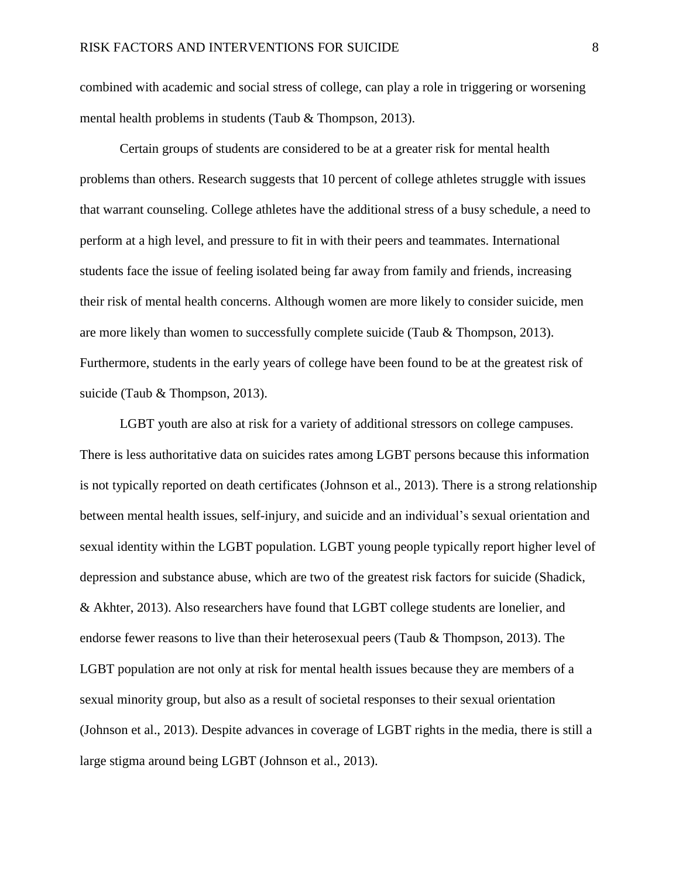combined with academic and social stress of college, can play a role in triggering or worsening mental health problems in students (Taub & Thompson, 2013).

Certain groups of students are considered to be at a greater risk for mental health problems than others. Research suggests that 10 percent of college athletes struggle with issues that warrant counseling. College athletes have the additional stress of a busy schedule, a need to perform at a high level, and pressure to fit in with their peers and teammates. International students face the issue of feeling isolated being far away from family and friends, increasing their risk of mental health concerns. Although women are more likely to consider suicide, men are more likely than women to successfully complete suicide (Taub & Thompson, 2013). Furthermore, students in the early years of college have been found to be at the greatest risk of suicide (Taub & Thompson, 2013).

LGBT youth are also at risk for a variety of additional stressors on college campuses. There is less authoritative data on suicides rates among LGBT persons because this information is not typically reported on death certificates (Johnson et al., 2013). There is a strong relationship between mental health issues, self-injury, and suicide and an individual's sexual orientation and sexual identity within the LGBT population. LGBT young people typically report higher level of depression and substance abuse, which are two of the greatest risk factors for suicide (Shadick, & Akhter, 2013). Also researchers have found that LGBT college students are lonelier, and endorse fewer reasons to live than their heterosexual peers (Taub & Thompson, 2013). The LGBT population are not only at risk for mental health issues because they are members of a sexual minority group, but also as a result of societal responses to their sexual orientation (Johnson et al., 2013). Despite advances in coverage of LGBT rights in the media, there is still a large stigma around being LGBT (Johnson et al., 2013).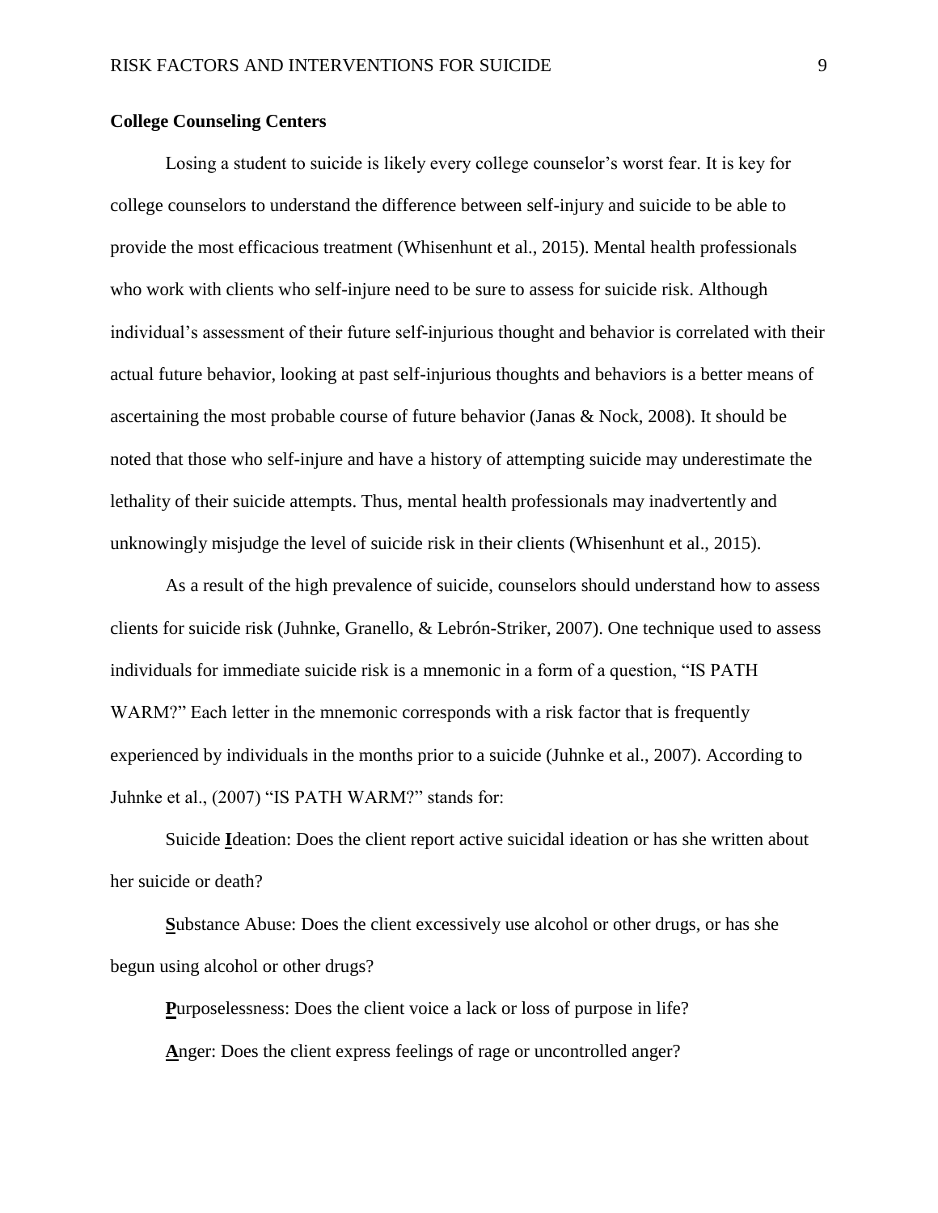## College Counseling Centers

Losing a student to suicide is likely every college counselor's worst fear. It is key for college counselors to understand the difference between self-injury and suicide to be able to provide the most efficacious treatment (Whisenhunt et al., 2015). Mental health professionals who work with clients who self-injure need to be sure to assess for suicide risk. Although individual's assessment of their future self-injurious thought and behavior is correlated with their actual future behavior, looking at past self-injurious thoughts and behaviors is a better means of ascertaining the most probable course of future behavior (Janas & Nock, 2008). It should be noted that those who self-injure and have a history of attempting suicide may underestimate the lethality of their suicide attempts. Thus, mental health professionals may inadvertently and unknowingly misjudge the level of suicide risk in their clients (Whisenhunt et al., 2015).

As a result of the high prevalence of suicide, counselors should understand how to assess clients for suicide risk (Juhnke, Granello, & Lebrón-Striker, 2007). One technique used to assess individuals for immediate suicide risk is a mnemonic in a form of a question, "IS PATH WARM?" Each letter in the mnemonic corresponds with a risk factor that is frequently experienced by individuals in the months prior to a suicide (Juhnke et al., 2007). According to Juhnke et al., (2007) "IS PATH WARM?" stands for:

Suicide **I**deation: Does the client report active suicidal ideation or has she written about her suicide or death?

**S**ubstance Abuse: Does the client excessively use alcohol or other drugs, or has she begun using alcohol or other drugs?

**P**urposelessness: Does the client voice a lack or loss of purpose in life?

**A**nger: Does the client express feelings of rage or uncontrolled anger?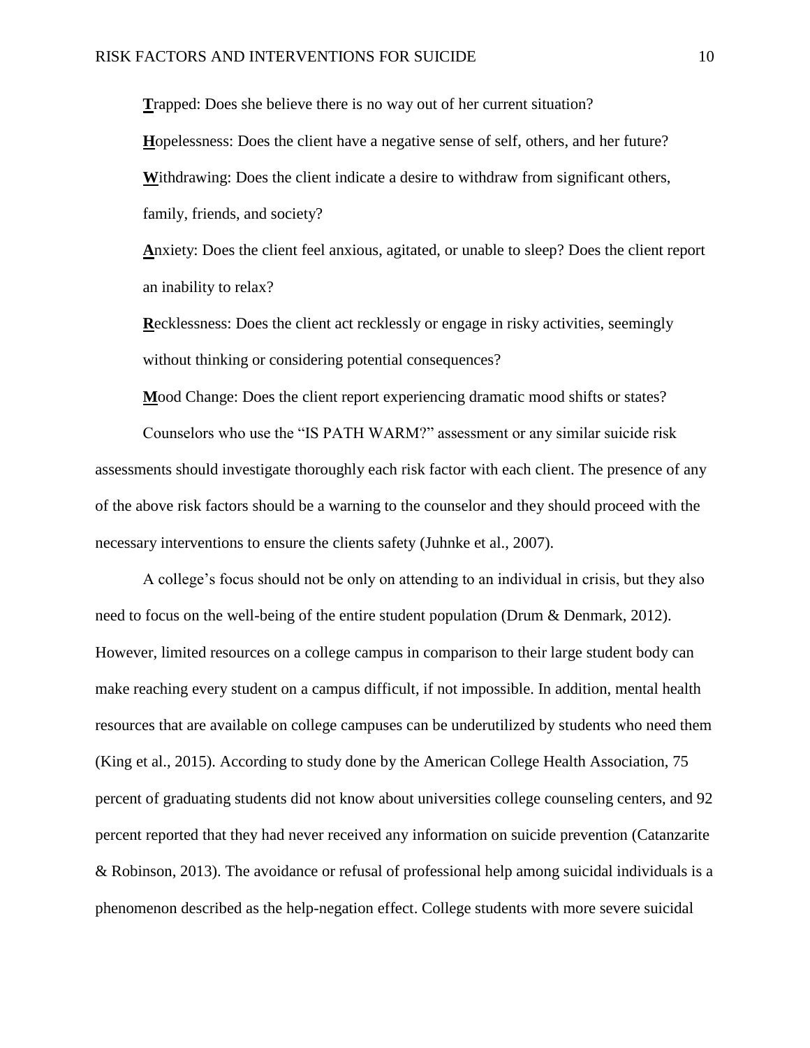**T**rapped: Does she believe there is no way out of her current situation?

**H**opelessness: Does the client have a negative sense of self, others, and her future?

**W**ithdrawing: Does the client indicate a desire to withdraw from significant others, family, friends, and society?

**A**nxiety: Does the client feel anxious, agitated, or unable to sleep? Does the client report an inability to relax?

**R**ecklessness: Does the client act recklessly or engage in risky activities, seemingly without thinking or considering potential consequences?

**M**ood Change: Does the client report experiencing dramatic mood shifts or states?

Counselors who use the "IS PATH WARM?" assessment or any similar suicide risk assessments should investigate thoroughly each risk factor with each client. The presence of any of the above risk factors should be a warning to the counselor and they should proceed with the necessary interventions to ensure the clients safety (Juhnke et al., 2007).

A college's focus should not be only on attending to an individual in crisis, but they also need to focus on the well-being of the entire student population (Drum & Denmark, 2012). However, limited resources on a college campus in comparison to their large student body can make reaching every student on a campus difficult, if not impossible. In addition, mental health resources that are available on college campuses can be underutilized by students who need them (King et al., 2015). According to study done by the American College Health Association, 75 percent of graduating students did not know about universities college counseling centers, and 92 percent reported that they had never received any information on suicide prevention (Catanzarite & Robinson, 2013). The avoidance or refusal of professional help among suicidal individuals is a phenomenon described as the help-negation effect. College students with more severe suicidal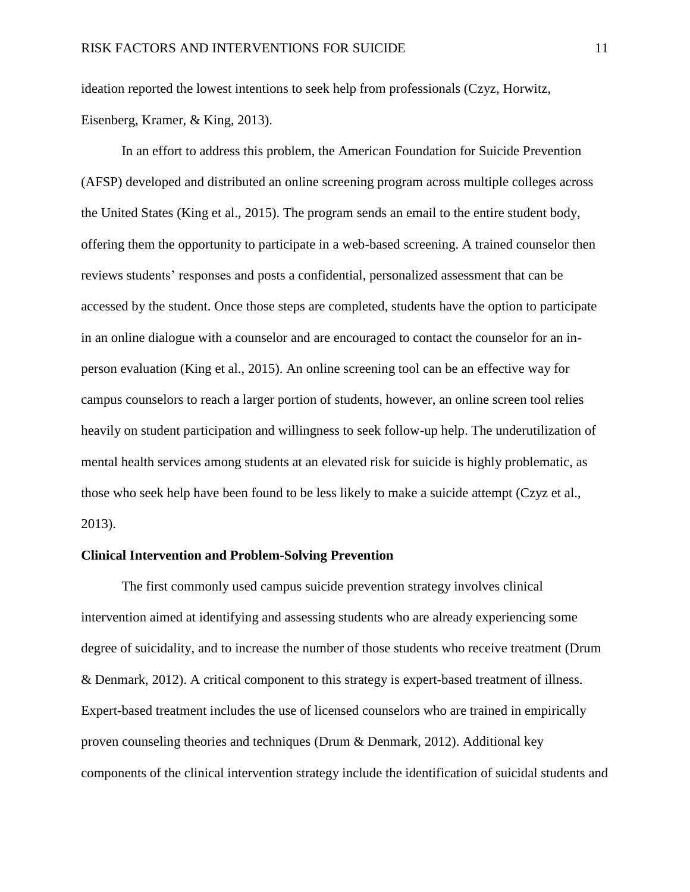ideation reported the lowest intentions to seek help from professionals (Czyz, Horwitz, Eisenberg, Kramer, & King, 2013).

In an effort to address this problem, the American Foundation for Suicide Prevention (AFSP) developed and distributed an online screening program across multiple colleges across the United States (King et al., 2015). The program sends an email to the entire student body, offering them the opportunity to participate in a web-based screening. A trained counselor then reviews students' responses and posts a confidential, personalized assessment that can be accessed by the student. Once those steps are completed, students have the option to participate in an online dialogue with a counselor and are encouraged to contact the counselor for an in-person evaluation (King et al., 2015). An online screening tool can be an effective way for campus counselors to reach a larger portion of students, however, an online screen tool relies heavily on student participation and willingness to seek follow-up help. The underutilization of mental health services among students at an elevated risk for suicide is highly problematic, as those who seek help have been found to be less likely to make a suicide attempt (Czyz et al., 2013).

**Clinical Intervention and Problem-Solving Prevention**

The first commonly used campus suicide prevention strategy involves clinical intervention aimed at identifying and assessing students who are already experiencing some degree of suicidality, and to increase the number of those students who receive treatment (Drum & Denmark, 2012). A critical component to this strategy is expert-based treatment of illness. Expert-based treatment includes the use of licensed counselors who are trained in empirically proven counseling theories and techniques (Drum & Denmark, 2012). Additional key components of the clinical intervention strategy include the identification of suicidal students and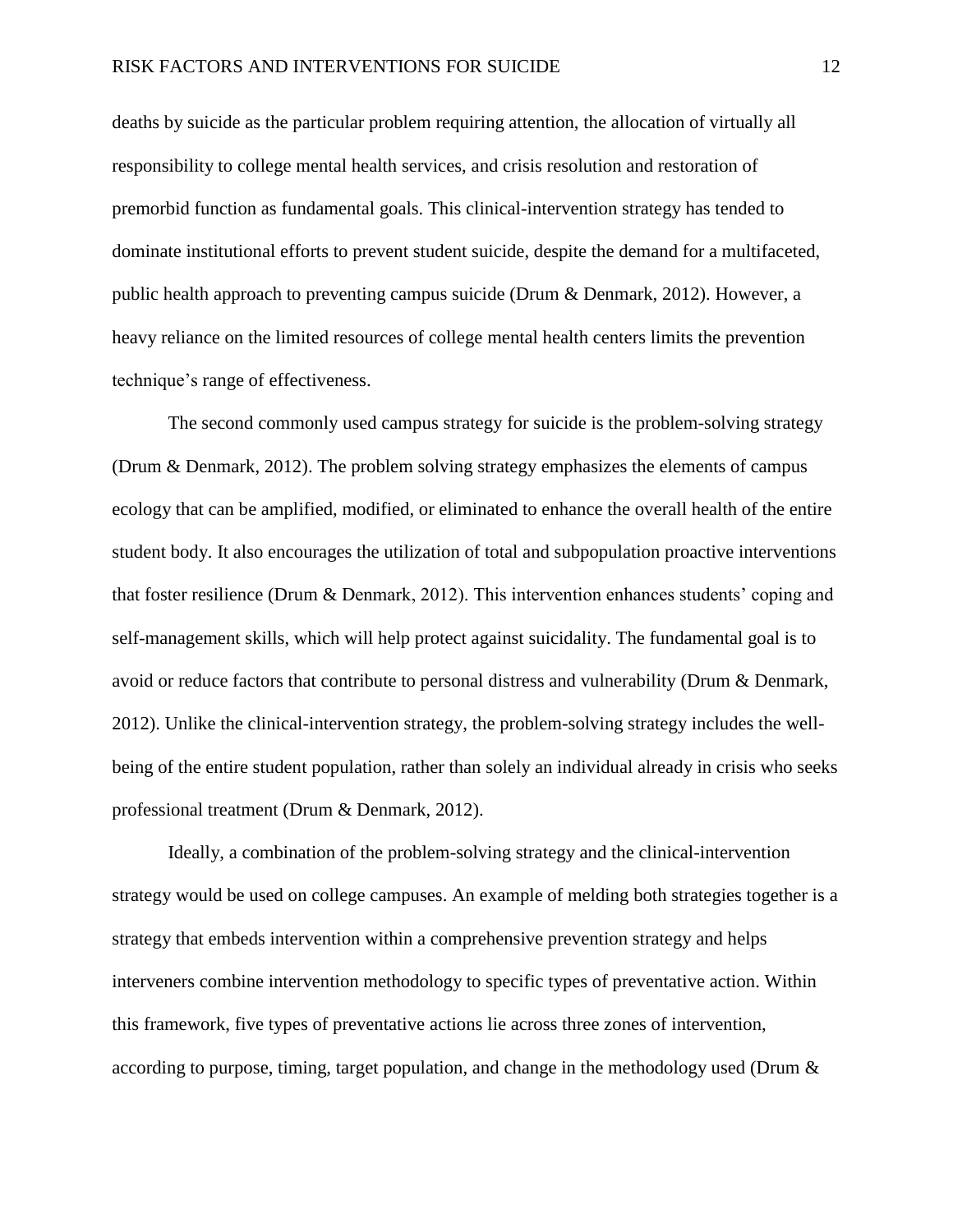deaths by suicide as the particular problem requiring attention, the allocation of virtually all responsibility to college mental health services, and crisis resolution and restoration of premorbid function as fundamental goals. This clinical-intervention strategy has tended to dominate institutional efforts to prevent student suicide, despite the demand for a multifaceted, public health approach to preventing campus suicide (Drum & Denmark, 2012). However, a heavy reliance on the limited resources of college mental health centers limits the prevention technique's range of effectiveness.

The second commonly used campus strategy for suicide is the problem-solving strategy (Drum & Denmark, 2012). The problem solving strategy emphasizes the elements of campus ecology that can be amplified, modified, or eliminated to enhance the overall health of the entire student body. It also encourages the utilization of total and subpopulation proactive interventions that foster resilience (Drum & Denmark, 2012). This intervention enhances students' coping and self-management skills, which will help protect against suicidality. The fundamental goal is to avoid or reduce factors that contribute to personal distress and vulnerability (Drum & Denmark, 2012). Unlike the clinical-intervention strategy, the problem-solving strategy includes the well-being of the entire student population, rather than solely an individual already in crisis who seeks professional treatment (Drum & Denmark, 2012).

Ideally, a combination of the problem-solving strategy and the clinical-intervention strategy would be used on college campuses. An example of melding both strategies together is a strategy that embeds intervention within a comprehensive prevention strategy and helps interveners combine intervention methodology to specific types of preventative action. Within this framework, five types of preventative actions lie across three zones of intervention, according to purpose, timing, target population, and change in the methodology used (Drum &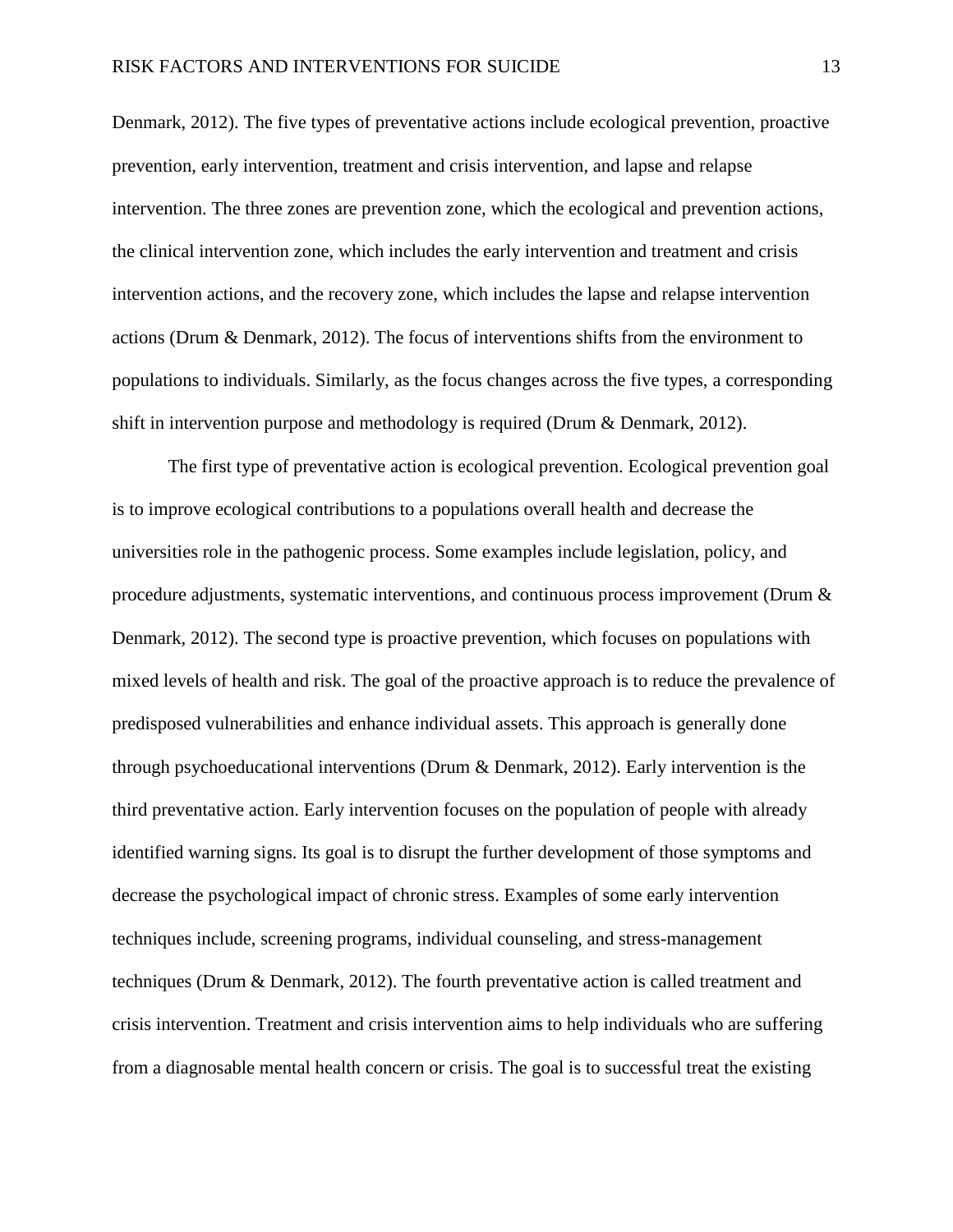Denmark, 2012). The five types of preventative actions include ecological prevention, proactive prevention, early intervention, treatment and crisis intervention, and lapse and relapse intervention. The three zones are prevention zone, which the ecological and prevention actions, the clinical intervention zone, which includes the early intervention and treatment and crisis intervention actions, and the recovery zone, which includes the lapse and relapse intervention actions (Drum & Denmark, 2012). The focus of interventions shifts from the environment to populations to individuals. Similarly, as the focus changes across the five types, a corresponding shift in intervention purpose and methodology is required (Drum & Denmark, 2012).

The first type of preventative action is ecological prevention. Ecological prevention goal is to improve ecological contributions to a populations overall health and decrease the universities role in the pathogenic process. Some examples include legislation, policy, and procedure adjustments, systematic interventions, and continuous process improvement (Drum & Denmark, 2012). The second type is proactive prevention, which focuses on populations with mixed levels of health and risk. The goal of the proactive approach is to reduce the prevalence of predisposed vulnerabilities and enhance individual assets. This approach is generally done through psychoeducational interventions (Drum & Denmark, 2012). Early intervention is the third preventative action. Early intervention focuses on the population of people with already identified warning signs. Its goal is to disrupt the further development of those symptoms and decrease the psychological impact of chronic stress. Examples of some early intervention techniques include, screening programs, individual counseling, and stress-management techniques (Drum & Denmark, 2012). The fourth preventative action is called treatment and crisis intervention. Treatment and crisis intervention aims to help individuals who are suffering from a diagnosable mental health concern or crisis. The goal is to successful treat the existing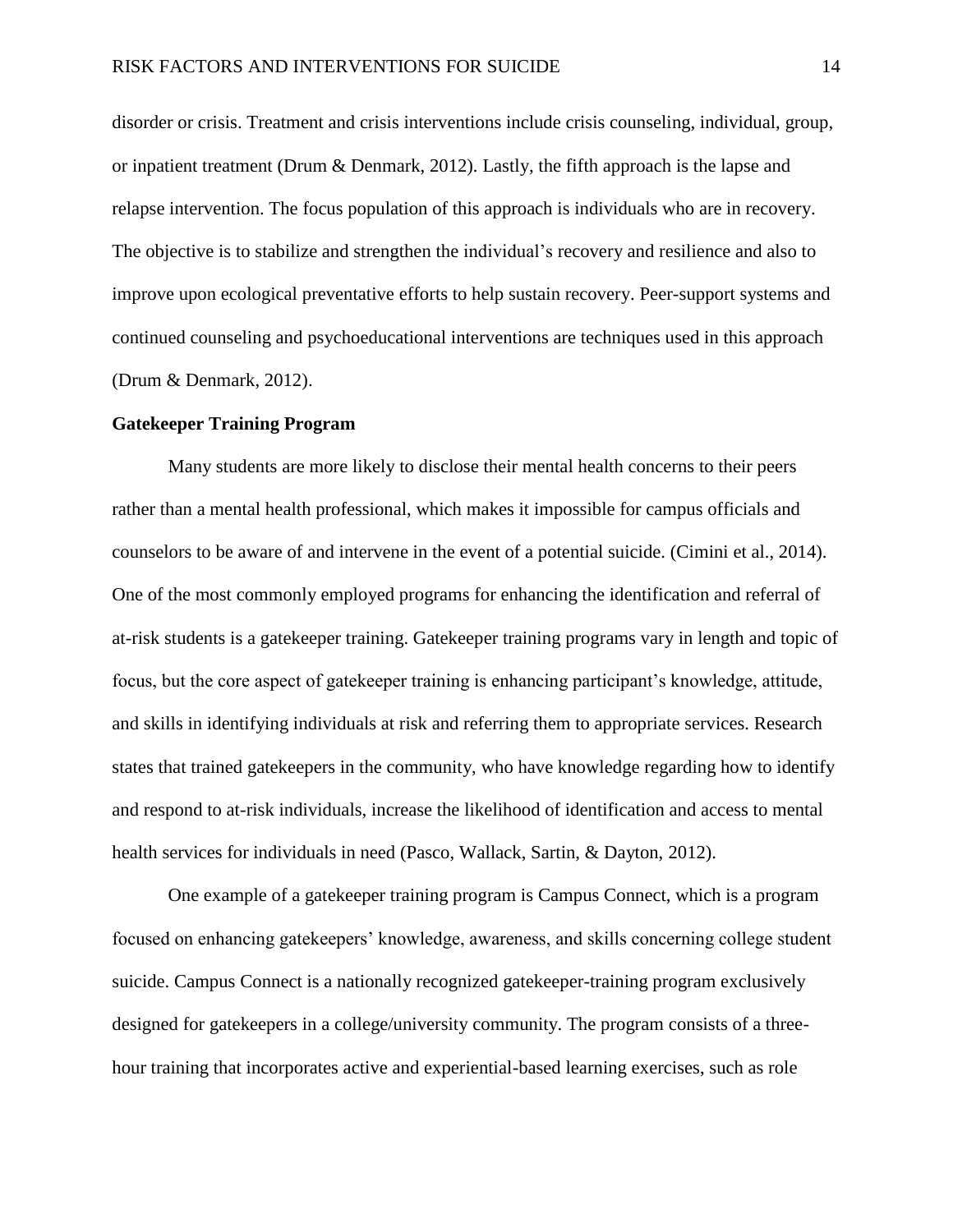disorder or crisis. Treatment and crisis interventions include crisis counseling, individual, group, or inpatient treatment (Drum & Denmark, 2012). Lastly, the fifth approach is the lapse and relapse intervention. The focus population of this approach is individuals who are in recovery. The objective is to stabilize and strengthen the individual's recovery and resilience and also to improve upon ecological preventative efforts to help sustain recovery. Peer-support systems and continued counseling and psychoeducational interventions are techniques used in this approach (Drum & Denmark, 2012).

**Gatekeeper Training Program**

Many students are more likely to disclose their mental health concerns to their peers rather than a mental health professional, which makes it impossible for campus officials and counselors to be aware of and intervene in the event of a potential suicide. (Cimini et al., 2014). One of the most commonly employed programs for enhancing the identification and referral of at-risk students is a gatekeeper training. Gatekeeper training programs vary in length and topic of focus, but the core aspect of gatekeeper training is enhancing participant's knowledge, attitude, and skills in identifying individuals at risk and referring them to appropriate services. Research states that trained gatekeepers in the community, who have knowledge regarding how to identify and respond to at-risk individuals, increase the likelihood of identification and access to mental health services for individuals in need (Pasco, Wallack, Sartin, & Dayton, 2012).

One example of a gatekeeper training program is Campus Connect, which is a program focused on enhancing gatekeepers' knowledge, awareness, and skills concerning college student suicide. Campus Connect is a nationally recognized gatekeeper-training program exclusively designed for gatekeepers in a college/university community. The program consists of a three-hour training that incorporates active and experiential-based learning exercises, such as role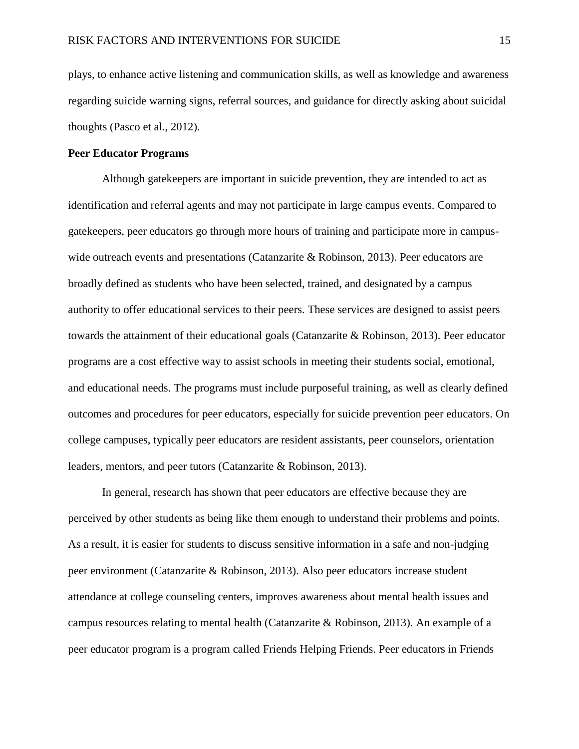plays, to enhance active listening and communication skills, as well as knowledge and awareness regarding suicide warning signs, referral sources, and guidance for directly asking about suicidal thoughts (Pasco et al., 2012).

**Peer Educator Programs**

Although gatekeepers are important in suicide prevention, they are intended to act as identification and referral agents and may not participate in large campus events. Compared to gatekeepers, peer educators go through more hours of training and participate more in campus-wide outreach events and presentations (Catanzarite & Robinson, 2013). Peer educators are broadly defined as students who have been selected, trained, and designated by a campus authority to offer educational services to their peers. These services are designed to assist peers towards the attainment of their educational goals (Catanzarite & Robinson, 2013). Peer educator programs are a cost effective way to assist schools in meeting their students social, emotional, and educational needs. The programs must include purposeful training, as well as clearly defined outcomes and procedures for peer educators, especially for suicide prevention peer educators. On college campuses, typically peer educators are resident assistants, peer counselors, orientation leaders, mentors, and peer tutors (Catanzarite & Robinson, 2013).

In general, research has shown that peer educators are effective because they are perceived by other students as being like them enough to understand their problems and points. As a result, it is easier for students to discuss sensitive information in a safe and non-judging peer environment (Catanzarite & Robinson, 2013). Also peer educators increase student attendance at college counseling centers, improves awareness about mental health issues and campus resources relating to mental health (Catanzarite & Robinson, 2013). An example of a peer educator program is a program called Friends Helping Friends. Peer educators in Friends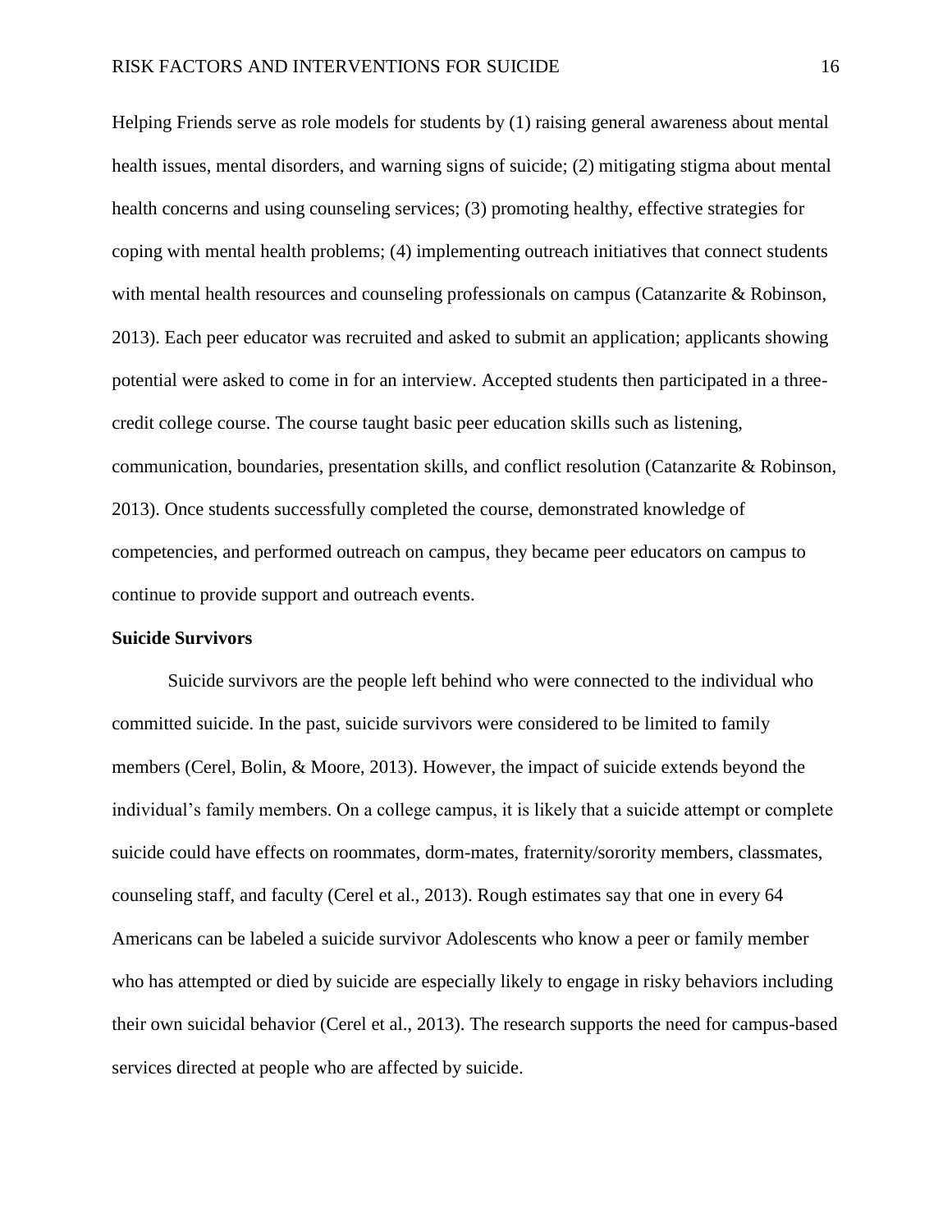Helping Friends serve as role models for students by (1) raising general awareness about mental health issues, mental disorders, and warning signs of suicide; (2) mitigating stigma about mental health concerns and using counseling services; (3) promoting healthy, effective strategies for coping with mental health problems; (4) implementing outreach initiatives that connect students with mental health resources and counseling professionals on campus (Catanzarite & Robinson, 2013). Each peer educator was recruited and asked to submit an application; applicants showing potential were asked to come in for an interview. Accepted students then participated in a three-credit college course. The course taught basic peer education skills such as listening, communication, boundaries, presentation skills, and conflict resolution (Catanzarite & Robinson, 2013). Once students successfully completed the course, demonstrated knowledge of competencies, and performed outreach on campus, they became peer educators on campus to continue to provide support and outreach events.

**Suicide Survivors**

Suicide survivors are the people left behind who were connected to the individual who committed suicide. In the past, suicide survivors were considered to be limited to family members (Cerel, Bolin, & Moore, 2013). However, the impact of suicide extends beyond the individual's family members. On a college campus, it is likely that a suicide attempt or complete suicide could have effects on roommates, dorm-mates, fraternity/sorority members, classmates, counseling staff, and faculty (Cerel et al., 2013). Rough estimates say that one in every 64 Americans can be labeled a suicide survivor Adolescents who know a peer or family member who has attempted or died by suicide are especially likely to engage in risky behaviors including their own suicidal behavior (Cerel et al., 2013). The research supports the need for campus-based services directed at people who are affected by suicide.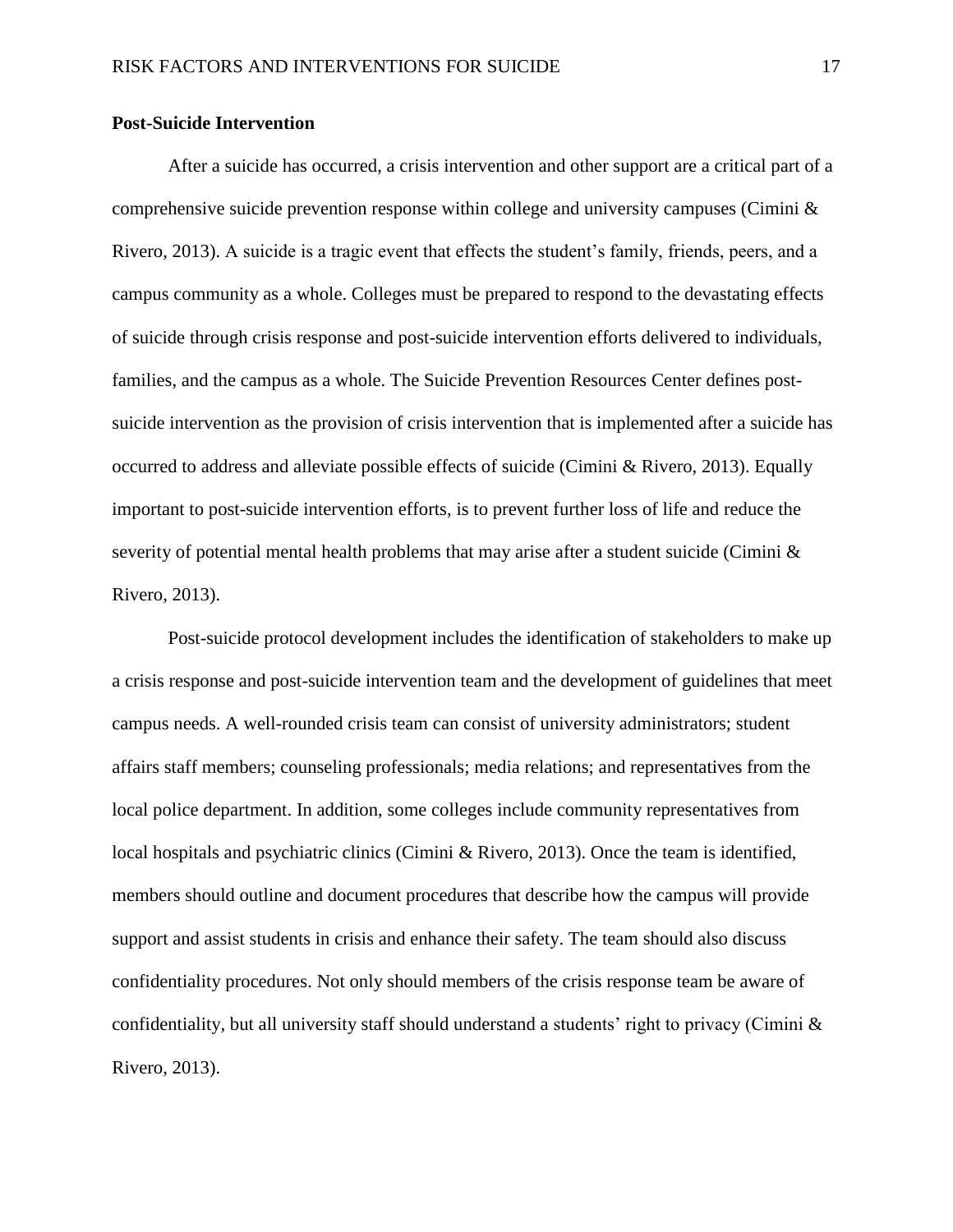**Post-Suicide Intervention**

After a suicide has occurred, a crisis intervention and other support are a critical part of a comprehensive suicide prevention response within college and university campuses (Cimini & Rivero, 2013). A suicide is a tragic event that effects the student's family, friends, peers, and a campus community as a whole. Colleges must be prepared to respond to the devastating effects of suicide through crisis response and post-suicide intervention efforts delivered to individuals, families, and the campus as a whole. The Suicide Prevention Resources Center defines post-suicide intervention as the provision of crisis intervention that is implemented after a suicide has occurred to address and alleviate possible effects of suicide (Cimini & Rivero, 2013). Equally important to post-suicide intervention efforts, is to prevent further loss of life and reduce the severity of potential mental health problems that may arise after a student suicide (Cimini & Rivero, 2013).

Post-suicide protocol development includes the identification of stakeholders to make up a crisis response and post-suicide intervention team and the development of guidelines that meet campus needs. A well-rounded crisis team can consist of university administrators; student affairs staff members; counseling professionals; media relations; and representatives from the local police department. In addition, some colleges include community representatives from local hospitals and psychiatric clinics (Cimini & Rivero, 2013). Once the team is identified, members should outline and document procedures that describe how the campus will provide support and assist students in crisis and enhance their safety. The team should also discuss confidentiality procedures. Not only should members of the crisis response team be aware of confidentiality, but all university staff should understand a students' right to privacy (Cimini & Rivero, 2013).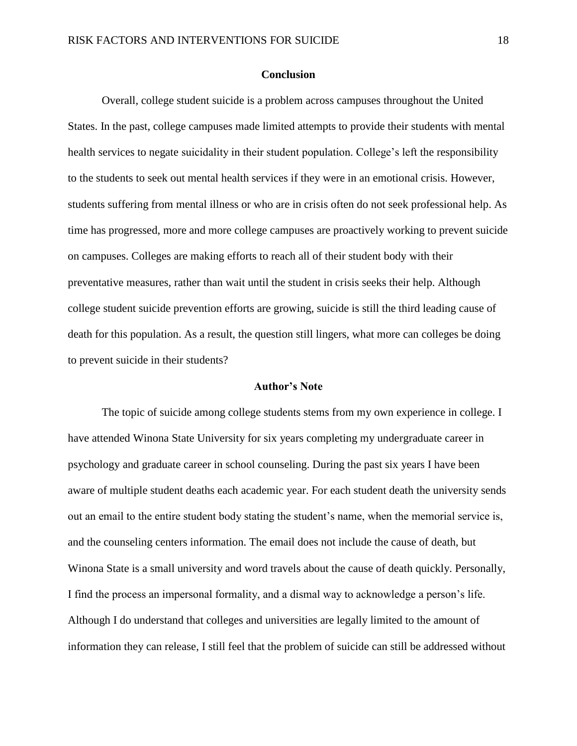## Conclusion

Overall, college student suicide is a problem across campuses throughout the United States. In the past, college campuses made limited attempts to provide their students with mental health services to negate suicidality in their student population. College's left the responsibility to the students to seek out mental health services if they were in an emotional crisis. However, students suffering from mental illness or who are in crisis often do not seek professional help. As time has progressed, more and more college campuses are proactively working to prevent suicide on campuses. Colleges are making efforts to reach all of their student body with their preventative measures, rather than wait until the student in crisis seeks their help. Although college student suicide prevention efforts are growing, suicide is still the third leading cause of death for this population. As a result, the question still lingers, what more can colleges be doing to prevent suicide in their students?

## Author's Note

The topic of suicide among college students stems from my own experience in college. I have attended Winona State University for six years completing my undergraduate career in psychology and graduate career in school counseling. During the past six years I have been aware of multiple student deaths each academic year. For each student death the university sends out an email to the entire student body stating the student's name, when the memorial service is, and the counseling centers information. The email does not include the cause of death, but Winona State is a small university and word travels about the cause of death quickly. Personally, I find the process an impersonal formality, and a dismal way to acknowledge a person's life. Although I do understand that colleges and universities are legally limited to the amount of information they can release, I still feel that the problem of suicide can still be addressed without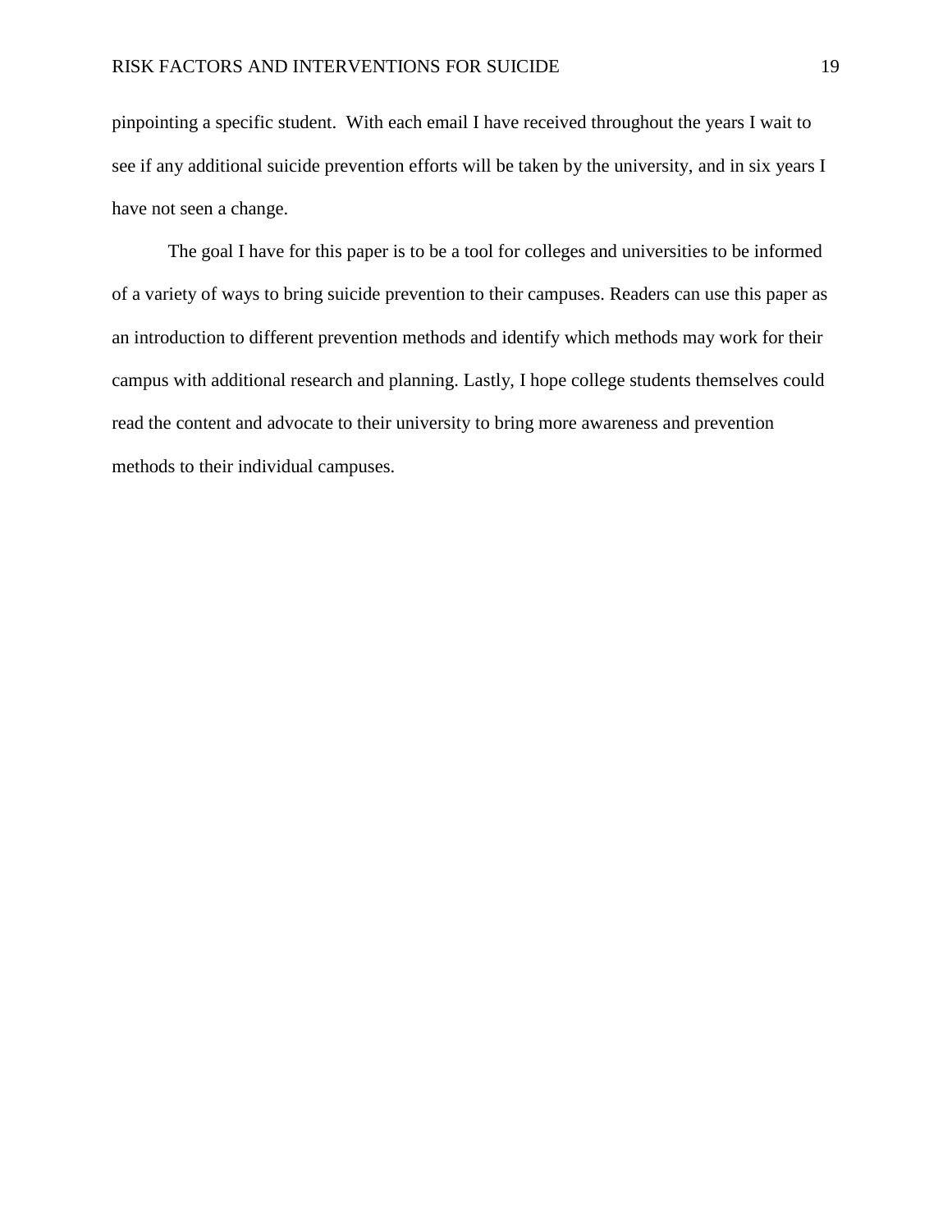pinpointing a specific student.  With each email I have received throughout the years I wait to see if any additional suicide prevention efforts will be taken by the university, and in six years I have not seen a change.

The goal I have for this paper is to be a tool for colleges and universities to be informed of a variety of ways to bring suicide prevention to their campuses. Readers can use this paper as an introduction to different prevention methods and identify which methods may work for their campus with additional research and planning. Lastly, I hope college students themselves could read the content and advocate to their university to bring more awareness and prevention methods to their individual campuses.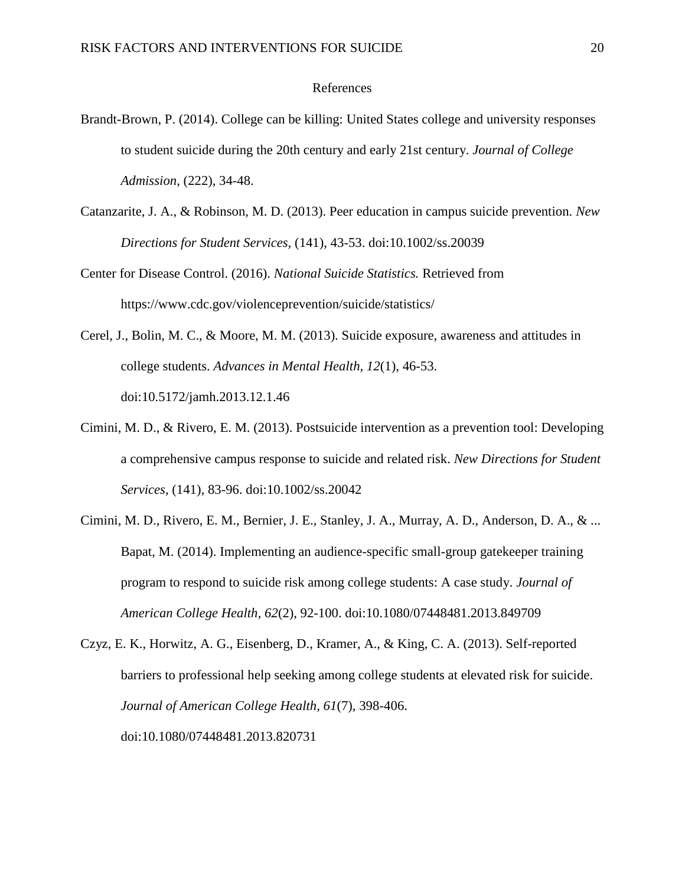# References

Brandt-Brown, P. (2014). College can be killing: United States college and university responses to student suicide during the 20th century and early 21st century. *Journal of College Admission*, (222), 34-48.

Catanzarite, J. A., & Robinson, M. D. (2013). Peer education in campus suicide prevention. *New Directions for Student Services*, (141), 43-53. doi:10.1002/ss.20039

Center for Disease Control. (2016). *National Suicide Statistics.* Retrieved from https://www.cdc.gov/violenceprevention/suicide/statistics/

Cerel, J., Bolin, M. C., & Moore, M. M. (2013). Suicide exposure, awareness and attitudes in college students. *Advances in Mental Health, 12*(1), 46-53. doi:10.5172/jamh.2013.12.1.46

Cimini, M. D., & Rivero, E. M. (2013). Postsuicide intervention as a prevention tool: Developing a comprehensive campus response to suicide and related risk. *New Directions for Student Services*, (141), 83-96. doi:10.1002/ss.20042

Cimini, M. D., Rivero, E. M., Bernier, J. E., Stanley, J. A., Murray, A. D., Anderson, D. A., & ... Bapat, M. (2014). Implementing an audience-specific small-group gatekeeper training program to respond to suicide risk among college students: A case study. *Journal of American College Health, 62*(2), 92-100. doi:10.1080/07448481.2013.849709

Czyz, E. K., Horwitz, A. G., Eisenberg, D., Kramer, A., & King, C. A. (2013). Self-reported barriers to professional help seeking among college students at elevated risk for suicide. *Journal of American College Health, 61*(7), 398-406. doi:10.1080/07448481.2013.820731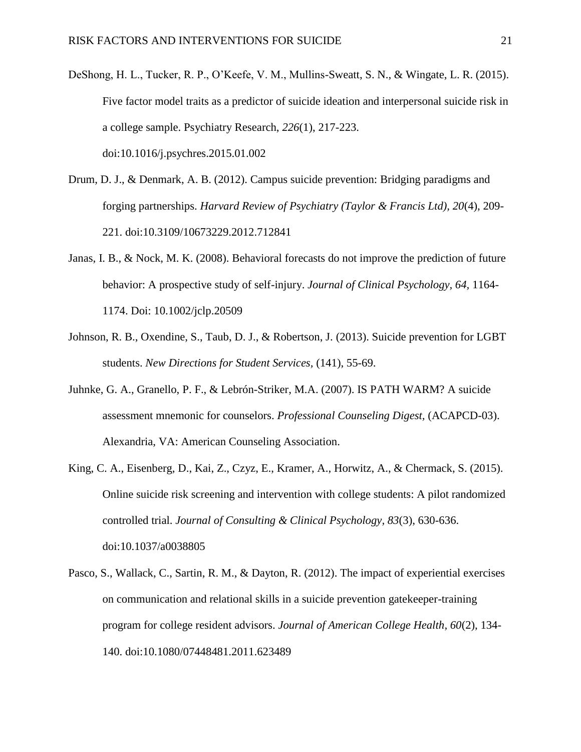DeShong, H. L., Tucker, R. P., O'Keefe, V. M., Mullins-Sweatt, S. N., & Wingate, L. R. (2015). Five factor model traits as a predictor of suicide ideation and interpersonal suicide risk in a college sample. Psychiatry Research, *226*(1), 217-223. doi:10.1016/j.psychres.2015.01.002

Drum, D. J., & Denmark, A. B. (2012). Campus suicide prevention: Bridging paradigms and forging partnerships. *Harvard Review of Psychiatry (Taylor & Francis Ltd)*, *20*(4), 209-221. doi:10.3109/10673229.2012.712841

Janas, I. B., & Nock, M. K. (2008). Behavioral forecasts do not improve the prediction of future behavior: A prospective study of self-injury. *Journal of Clinical Psychology, 64,* 1164-1174. Doi: 10.1002/jclp.20509

Johnson, R. B., Oxendine, S., Taub, D. J., & Robertson, J. (2013). Suicide prevention for LGBT students. *New Directions for Student Services,* (141), 55-69.

Juhnke, G. A., Granello, P. F., & Lebrón-Striker, M.A. (2007). IS PATH WARM? A suicide assessment mnemonic for counselors. *Professional Counseling Digest,* (ACAPCD-03). Alexandria, VA: American Counseling Association.

King, C. A., Eisenberg, D., Kai, Z., Czyz, E., Kramer, A., Horwitz, A., & Chermack, S. (2015). Online suicide risk screening and intervention with college students: A pilot randomized controlled trial. *Journal of Consulting & Clinical Psychology*, *83*(3), 630-636. doi:10.1037/a0038805

Pasco, S., Wallack, C., Sartin, R. M., & Dayton, R. (2012). The impact of experiential exercises on communication and relational skills in a suicide prevention gatekeeper-training program for college resident advisors. *Journal of American College Health*, *60*(2), 134-140. doi:10.1080/07448481.2011.623489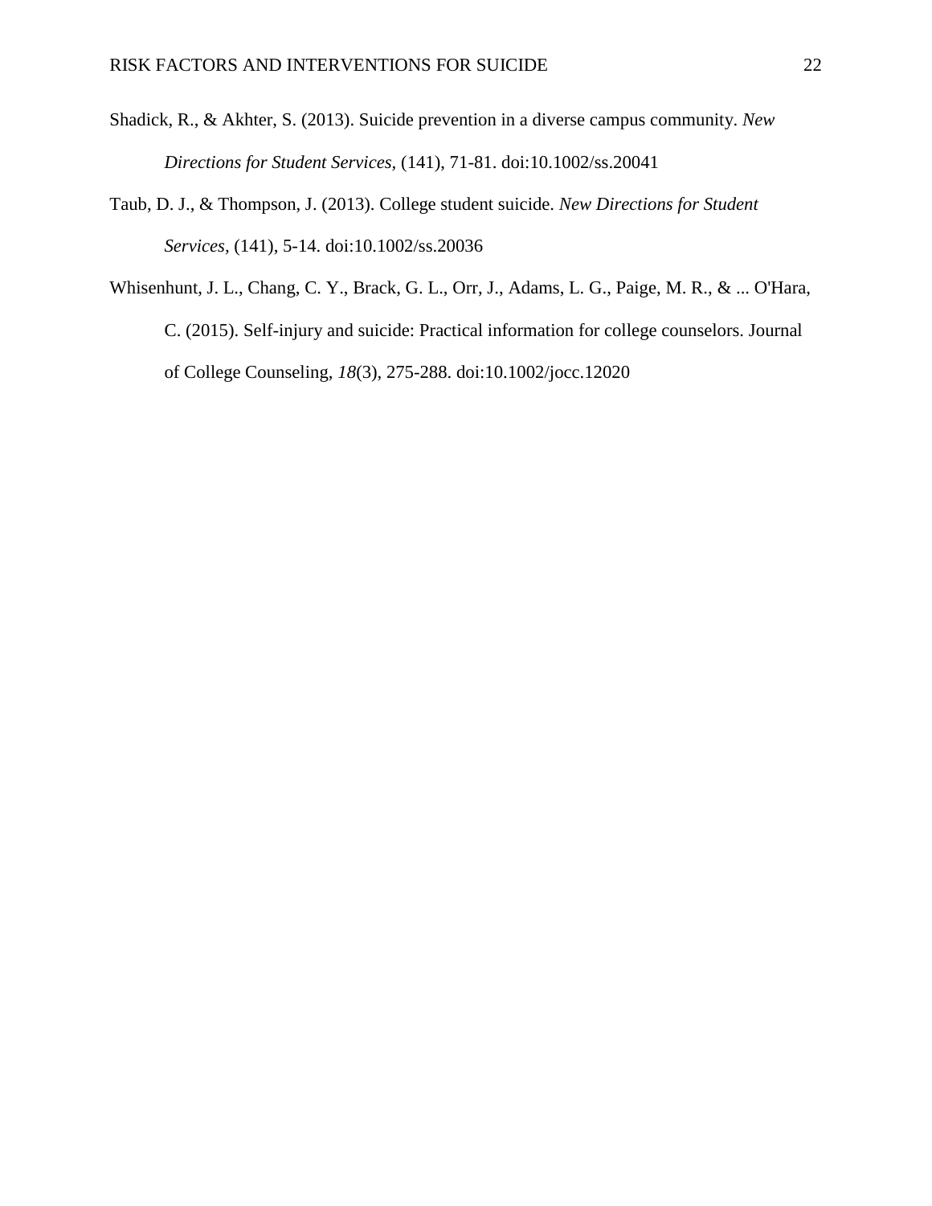Shadick, R., & Akhter, S. (2013). Suicide prevention in a diverse campus community. *New Directions for Student Services*, (141), 71-81. doi:10.1002/ss.20041

Taub, D. J., & Thompson, J. (2013). College student suicide. *New Directions for Student Services*, (141), 5-14. doi:10.1002/ss.20036

Whisenhunt, J. L., Chang, C. Y., Brack, G. L., Orr, J., Adams, L. G., Paige, M. R., & ... O'Hara, C. (2015). Self-injury and suicide: Practical information for college counselors. Journal of College Counseling, *18*(3), 275-288. doi:10.1002/jocc.12020